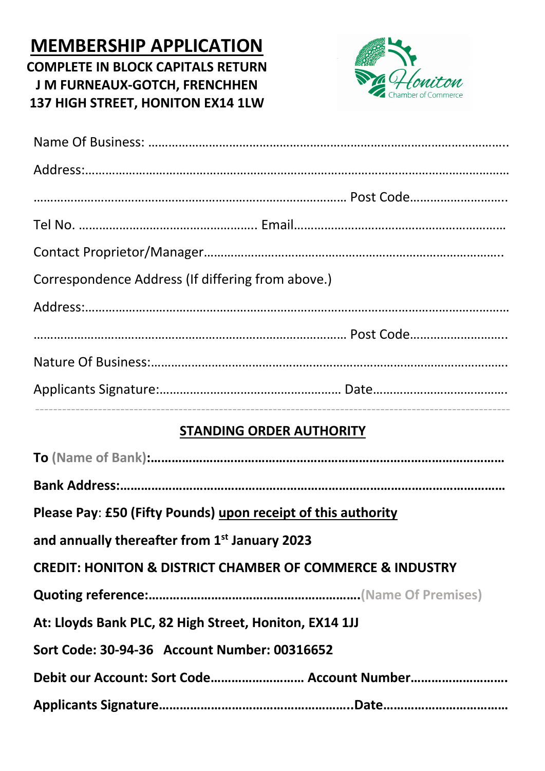# MEMBERSHIP APPLICATION

**COMPLETE IN BLOCK CAPITALS RETURN J M FURNEAUX-GOTCH, FRENCHHEN 137 HIGH STREET, HONITON EX14 1LW**

Honiton Chamber of Commerce

Name Of Business: …………………………………………………………………………………………..

Address:……………………………………………………………………………………………………………

……………………………………………………………………………………… Post Code………………………..

Tel No. ……………………………………………. Email………………………………………………………

Contact Proprietor/Manager…………………………………………………………………………….

Correspondence Address (If differing from above.)

Address:……………………………………………………………………………………………………………

……………………………………………………………………………………… Post Code………………………..

Nature Of Business:……………………………………………………………………………………………

Applicants Signature:……………………………………………… Date…………………………………..

---

## STANDING ORDER AUTHORITY

**To** (Name of Bank)**:……………………………………………………………………………………**

**Bank Address:……………………………………………………………………………………………**

**Please Pay**: **£50 (Fifty Pounds)** **upon receipt of this authority**

**and annually thereafter from 1st January 2023**

**CREDIT: HONITON & DISTRICT CHAMBER OF COMMERCE & INDUSTRY**

**Quoting reference:…………………………………………………….**(Name Of Premises)

**At: Lloyds Bank PLC, 82 High Street, Honiton, EX14 1JJ**

**Sort Code: 30-94-36 Account Number: 00316652**

**Debit our Account: Sort Code……………………… Account Number……………………….**

**Applicants Signature……………………………………………….Date…………………………….**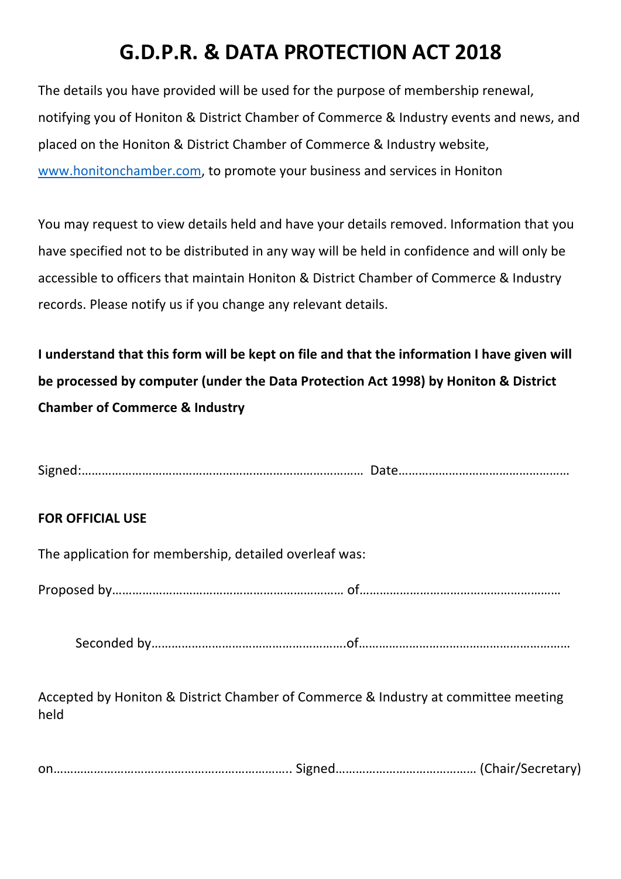# G.D.P.R. & DATA PROTECTION ACT 2018

The details you have provided will be used for the purpose of membership renewal, notifying you of Honiton & District Chamber of Commerce & Industry events and news, and placed on the Honiton & District Chamber of Commerce & Industry website, [www.honitonchamber.com](http://www.honitonchamber.com), to promote your business and services in Honiton

You may request to view details held and have your details removed. Information that you have specified not to be distributed in any way will be held in confidence and will only be accessible to officers that maintain Honiton & District Chamber of Commerce & Industry records. Please notify us if you change any relevant details.

**I understand that this form will be kept on file and that the information I have given will be processed by computer (under the Data Protection Act 1998) by Honiton & District Chamber of Commerce & Industry**

Signed:………………………………………………………………………… Date……………………………………………

**FOR OFFICIAL USE**

The application for membership, detailed overleaf was:

Proposed by…………………………………………………………… of……………………………………………………

Seconded by………………………………………………….of…………………………………………………………

Accepted by Honiton & District Chamber of Commerce & Industry at committee meeting held

on……………………………………………………………….. Signed…………………………………… (Chair/Secretary)